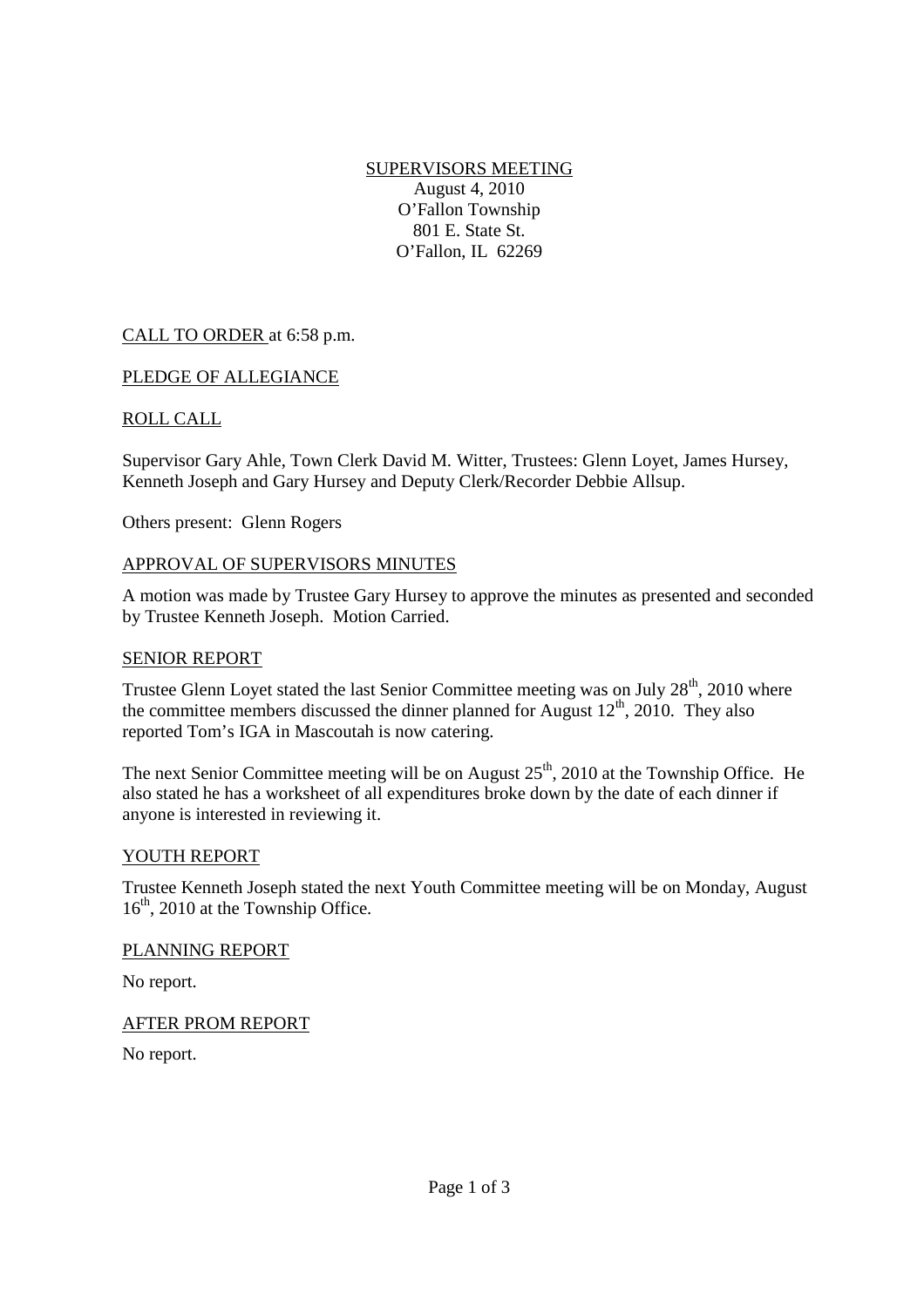SUPERVISORS MEETING
August 4, 2010
O'Fallon Township
801 E. State St.
O'Fallon, IL 62269

CALL TO ORDER at 6:58 p.m.

PLEDGE OF ALLEGIANCE

ROLL CALL

Supervisor Gary Ahle, Town Clerk David M. Witter, Trustees: Glenn Loyet, James Hursey, Kenneth Joseph and Gary Hursey and Deputy Clerk/Recorder Debbie Allsup.

Others present: Glenn Rogers

APPROVAL OF SUPERVISORS MINUTES

A motion was made by Trustee Gary Hursey to approve the minutes as presented and seconded by Trustee Kenneth Joseph. Motion Carried.

SENIOR REPORT

Trustee Glenn Loyet stated the last Senior Committee meeting was on July 28th, 2010 where the committee members discussed the dinner planned for August 12th, 2010. They also reported Tom's IGA in Mascoutah is now catering.

The next Senior Committee meeting will be on August 25th, 2010 at the Township Office. He also stated he has a worksheet of all expenditures broke down by the date of each dinner if anyone is interested in reviewing it.

YOUTH REPORT

Trustee Kenneth Joseph stated the next Youth Committee meeting will be on Monday, August 16th, 2010 at the Township Office.

PLANNING REPORT

No report.

AFTER PROM REPORT

No report.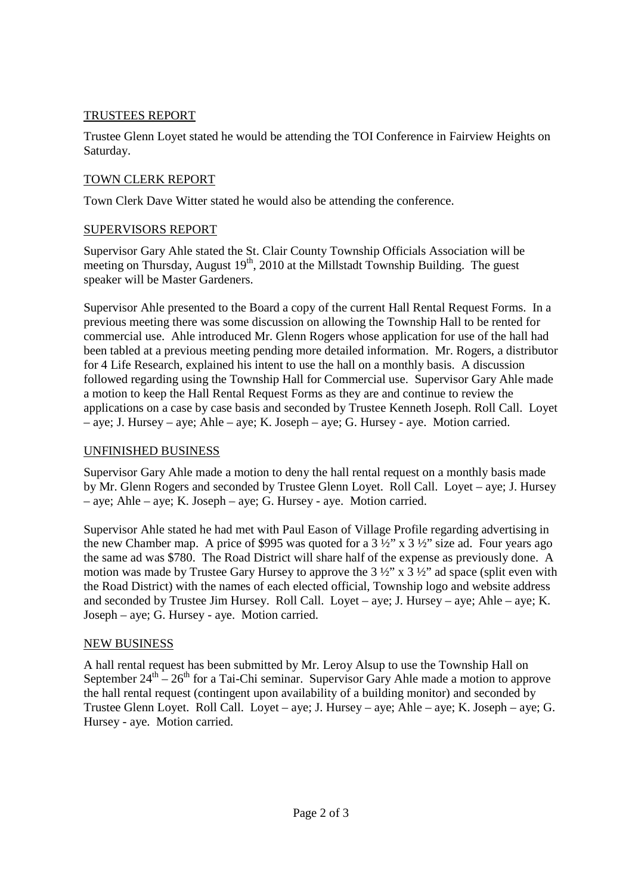## TRUSTEES REPORT

Trustee Glenn Loyet stated he would be attending the TOI Conference in Fairview Heights on Saturday.

## TOWN CLERK REPORT

Town Clerk Dave Witter stated he would also be attending the conference.

## SUPERVISORS REPORT

Supervisor Gary Ahle stated the St. Clair County Township Officials Association will be meeting on Thursday, August 19th, 2010 at the Millstadt Township Building. The guest speaker will be Master Gardeners.

Supervisor Ahle presented to the Board a copy of the current Hall Rental Request Forms. In a previous meeting there was some discussion on allowing the Township Hall to be rented for commercial use. Ahle introduced Mr. Glenn Rogers whose application for use of the hall had been tabled at a previous meeting pending more detailed information. Mr. Rogers, a distributor for 4 Life Research, explained his intent to use the hall on a monthly basis. A discussion followed regarding using the Township Hall for Commercial use. Supervisor Gary Ahle made a motion to keep the Hall Rental Request Forms as they are and continue to review the applications on a case by case basis and seconded by Trustee Kenneth Joseph. Roll Call. Loyet – aye; J. Hursey – aye; Ahle – aye; K. Joseph – aye; G. Hursey - aye. Motion carried.

## UNFINISHED BUSINESS

Supervisor Gary Ahle made a motion to deny the hall rental request on a monthly basis made by Mr. Glenn Rogers and seconded by Trustee Glenn Loyet. Roll Call. Loyet – aye; J. Hursey – aye; Ahle – aye; K. Joseph – aye; G. Hursey - aye. Motion carried.

Supervisor Ahle stated he had met with Paul Eason of Village Profile regarding advertising in the new Chamber map. A price of $995 was quoted for a 3 ½" x 3 ½" size ad. Four years ago the same ad was $780. The Road District will share half of the expense as previously done. A motion was made by Trustee Gary Hursey to approve the 3 ½" x 3 ½" ad space (split even with the Road District) with the names of each elected official, Township logo and website address and seconded by Trustee Jim Hursey. Roll Call. Loyet – aye; J. Hursey – aye; Ahle – aye; K. Joseph – aye; G. Hursey - aye. Motion carried.

## NEW BUSINESS

A hall rental request has been submitted by Mr. Leroy Alsup to use the Township Hall on September 24th – 26th for a Tai-Chi seminar. Supervisor Gary Ahle made a motion to approve the hall rental request (contingent upon availability of a building monitor) and seconded by Trustee Glenn Loyet. Roll Call. Loyet – aye; J. Hursey – aye; Ahle – aye; K. Joseph – aye; G. Hursey - aye. Motion carried.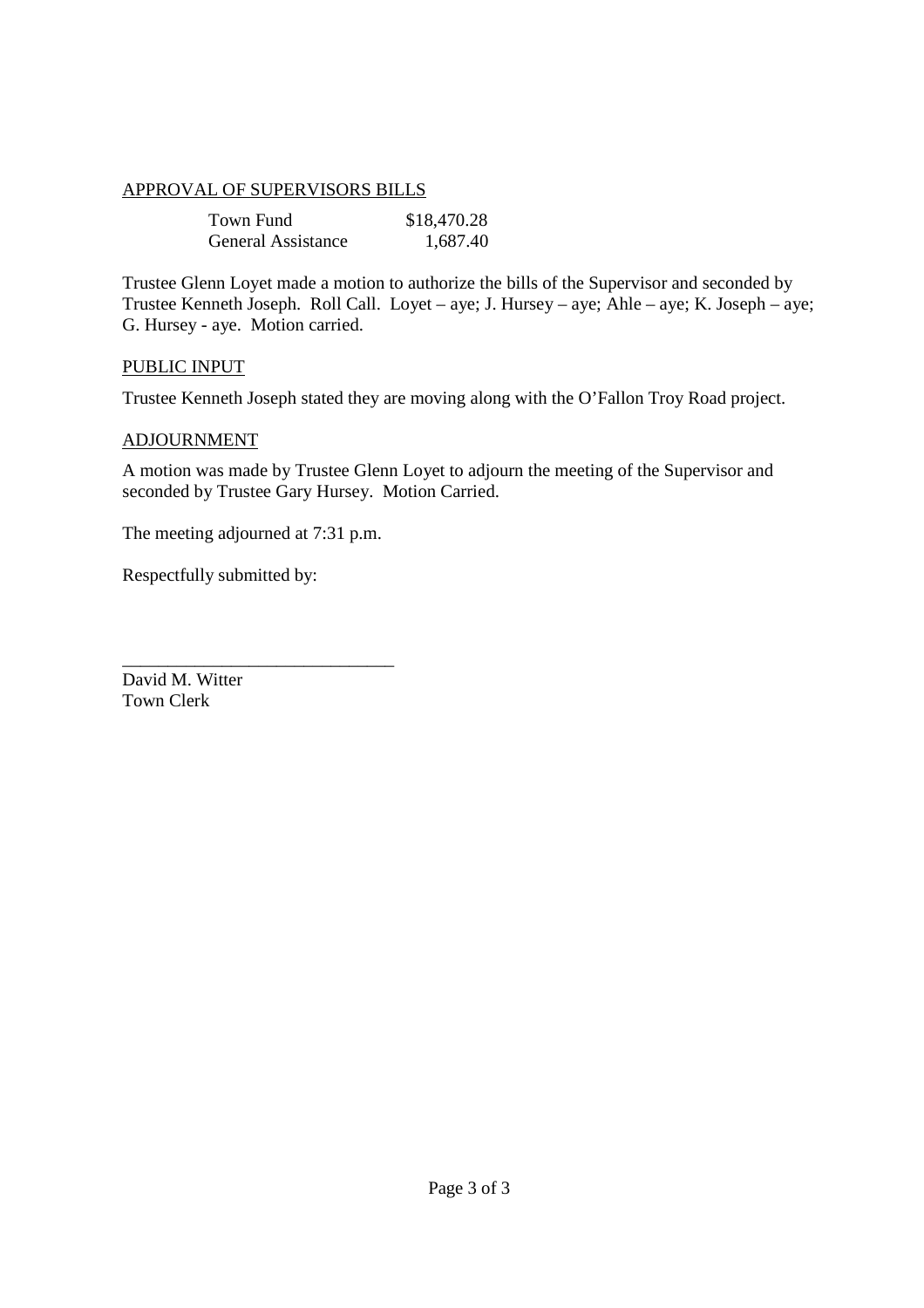APPROVAL OF SUPERVISORS BILLS

| | |
|---|---|
| Town Fund | $18,470.28 |
| General Assistance | 1,687.40 |

Trustee Glenn Loyet made a motion to authorize the bills of the Supervisor and seconded by Trustee Kenneth Joseph. Roll Call. Loyet – aye; J. Hursey – aye; Ahle – aye; K. Joseph – aye; G. Hursey - aye. Motion carried.

PUBLIC INPUT

Trustee Kenneth Joseph stated they are moving along with the O'Fallon Troy Road project.

ADJOURNMENT

A motion was made by Trustee Glenn Loyet to adjourn the meeting of the Supervisor and seconded by Trustee Gary Hursey. Motion Carried.

The meeting adjourned at 7:31 p.m.

Respectfully submitted by:

______________________________

David M. Witter
Town Clerk